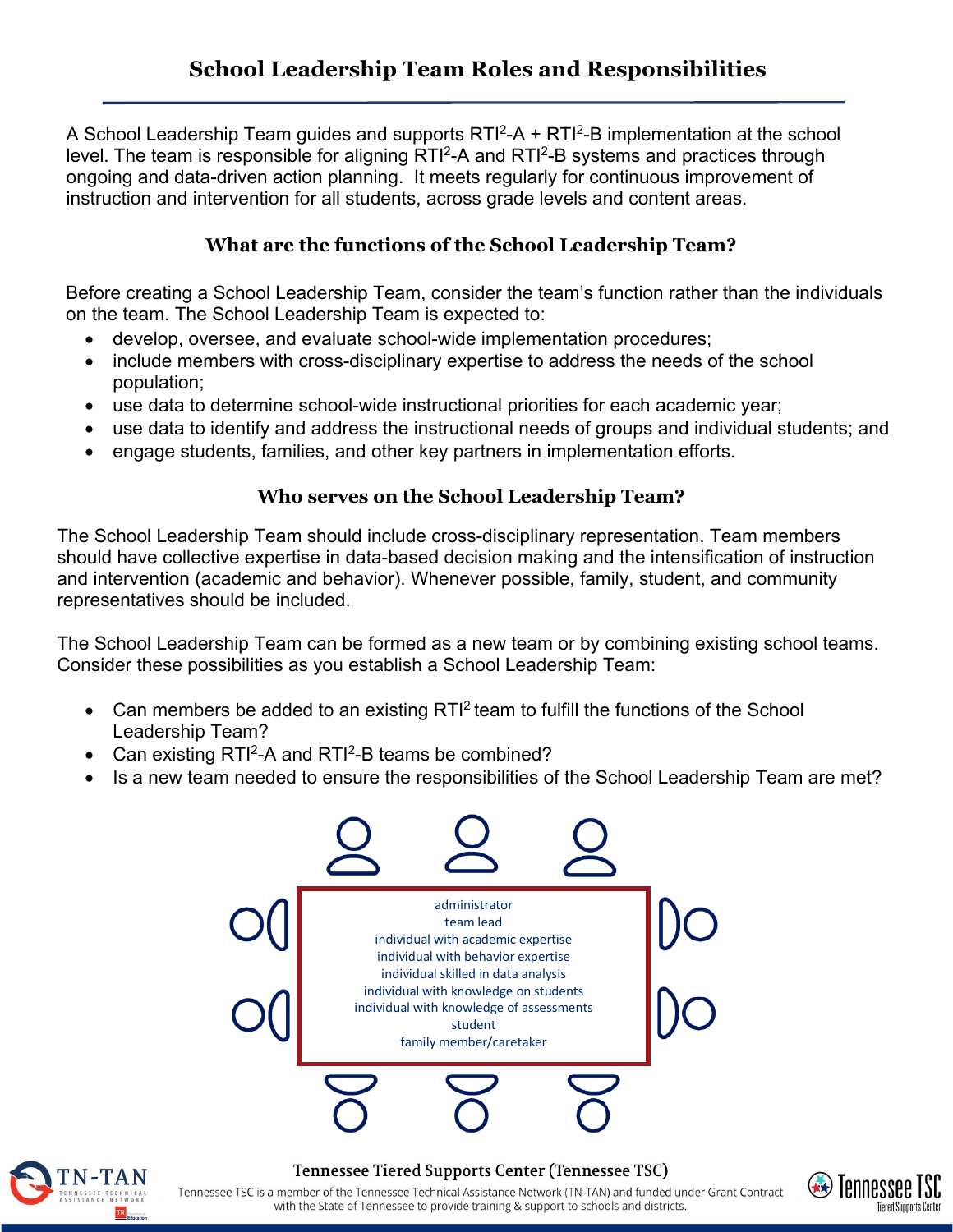# School Leadership Team Roles and Responsibilities

A School Leadership Team guides and supports RTI²-A + RTI²-B implementation at the school level. The team is responsible for aligning RTI²-A and RTI²-B systems and practices through ongoing and data-driven action planning. It meets regularly for continuous improvement of instruction and intervention for all students, across grade levels and content areas.

## What are the functions of the School Leadership Team?

Before creating a School Leadership Team, consider the team's function rather than the individuals on the team. The School Leadership Team is expected to:

- develop, oversee, and evaluate school-wide implementation procedures;
- include members with cross-disciplinary expertise to address the needs of the school population;
- use data to determine school-wide instructional priorities for each academic year;
- use data to identify and address the instructional needs of groups and individual students; and
- engage students, families, and other key partners in implementation efforts.

## Who serves on the School Leadership Team?

The School Leadership Team should include cross-disciplinary representation. Team members should have collective expertise in data-based decision making and the intensification of instruction and intervention (academic and behavior). Whenever possible, family, student, and community representatives should be included.

The School Leadership Team can be formed as a new team or by combining existing school teams. Consider these possibilities as you establish a School Leadership Team:

- Can members be added to an existing RTI² team to fulfill the functions of the School Leadership Team?
- Can existing RTI²-A and RTI²-B teams be combined?
- Is a new team needed to ensure the responsibilities of the School Leadership Team are met?

administrator
team lead
individual with academic expertise
individual with behavior expertise
individual skilled in data analysis
individual with knowledge on students
individual with knowledge of assessments
student
family member/caretaker

**Tennessee Tiered Supports Center (Tennessee TSC)**

Tennessee TSC is a member of the Tennessee Technical Assistance Network (TN-TAN) and funded under Grant Contract with the State of Tennessee to provide training & support to schools and districts.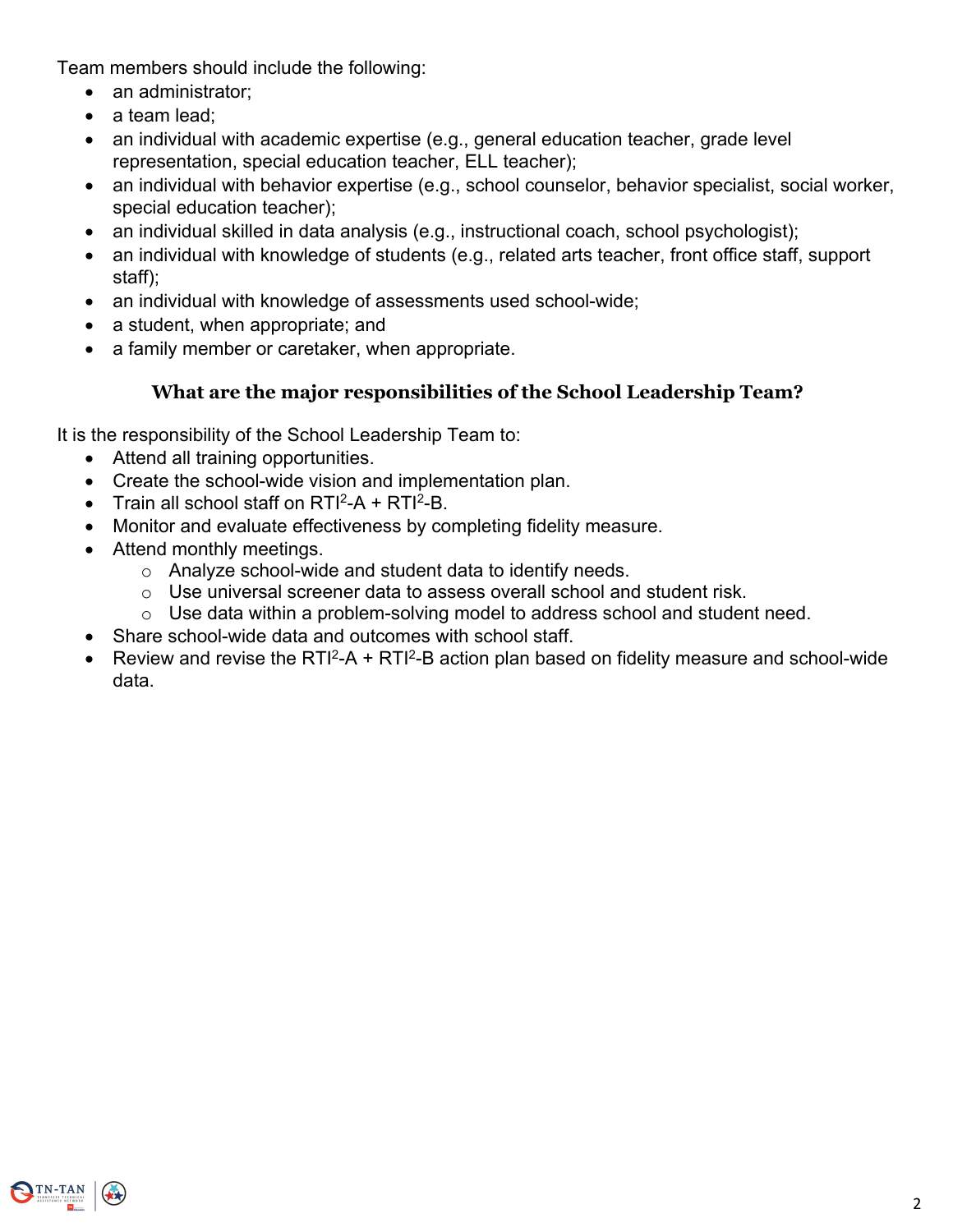Team members should include the following:

- an administrator;
- a team lead;
- an individual with academic expertise (e.g., general education teacher, grade level representation, special education teacher, ELL teacher);
- an individual with behavior expertise (e.g., school counselor, behavior specialist, social worker, special education teacher);
- an individual skilled in data analysis (e.g., instructional coach, school psychologist);
- an individual with knowledge of students (e.g., related arts teacher, front office staff, support staff);
- an individual with knowledge of assessments used school-wide;
- a student, when appropriate; and
- a family member or caretaker, when appropriate.

## What are the major responsibilities of the School Leadership Team?

It is the responsibility of the School Leadership Team to:

- Attend all training opportunities.
- Create the school-wide vision and implementation plan.
- Train all school staff on $RTI^2$-A + $RTI^2$-B.
- Monitor and evaluate effectiveness by completing fidelity measure.
- Attend monthly meetings.
  - Analyze school-wide and student data to identify needs.
  - Use universal screener data to assess overall school and student risk.
  - Use data within a problem-solving model to address school and student need.
- Share school-wide data and outcomes with school staff.
- Review and revise the $RTI^2$-A + $RTI^2$-B action plan based on fidelity measure and school-wide data.